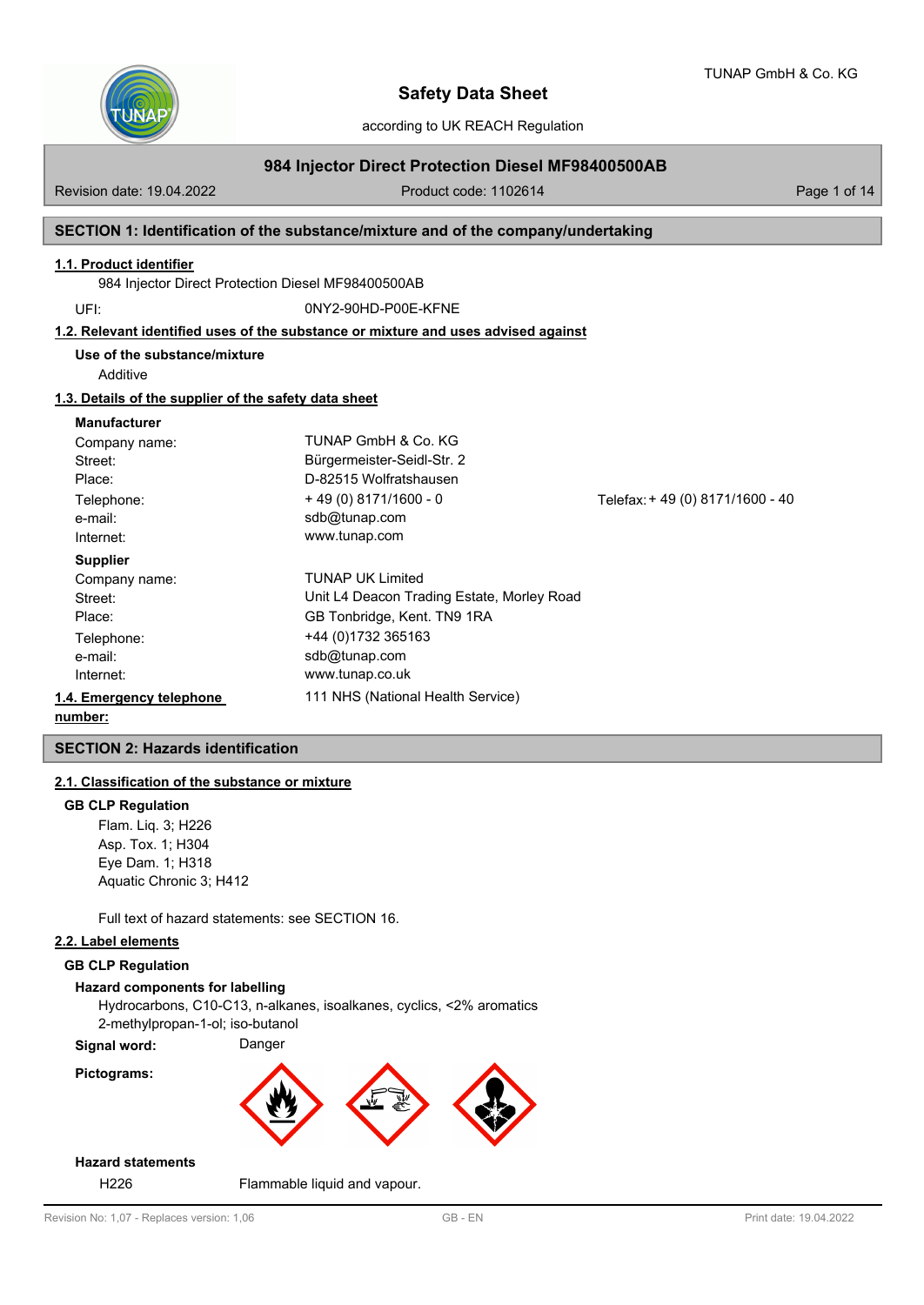# Safety Data Sheet

according to UK REACH Regulation

TUNAP GmbH & Co. KG

## 984 Injector Direct Protection Diesel MF98400500AB

Revision date: 19.04.2022 | Product code: 1102614

## SECTION 1: Identification of the substance/mixture and of the company/undertaking

### 1.1. Product identifier

984 Injector Direct Protection Diesel MF98400500AB

UFI: 0NY2-90HD-P00E-KFNE

### 1.2. Relevant identified uses of the substance or mixture and uses advised against

**Use of the substance/mixture**

Additive

### 1.3. Details of the supplier of the safety data sheet

**Manufacturer**

| | |
|---|---|
| Company name: | TUNAP GmbH & Co. KG |
| Street: | Bürgermeister-Seidl-Str. 2 |
| Place: | D-82515 Wolfratshausen |
| Telephone: | + 49 (0) 8171/1600 - 0 |
| Telefax: | + 49 (0) 8171/1600 - 40 |
| e-mail: | sdb@tunap.com |
| Internet: | www.tunap.com |

**Supplier**

| | |
|---|---|
| Company name: | TUNAP UK Limited |
| Street: | Unit L4 Deacon Trading Estate, Morley Road |
| Place: | GB Tonbridge, Kent. TN9 1RA |
| Telephone: | +44 (0)1732 365163 |
| e-mail: | sdb@tunap.com |
| Internet: | www.tunap.co.uk |

### 1.4. Emergency telephone number:

111 NHS (National Health Service)

## SECTION 2: Hazards identification

### 2.1. Classification of the substance or mixture

**GB CLP Regulation**

Flam. Liq. 3; H226
Asp. Tox. 1; H304
Eye Dam. 1; H318
Aquatic Chronic 3; H412

Full text of hazard statements: see SECTION 16.

### 2.2. Label elements

**GB CLP Regulation**

**Hazard components for labelling**

Hydrocarbons, C10-C13, n-alkanes, isoalkanes, cyclics, <2% aromatics
2-methylpropan-1-ol; iso-butanol

**Signal word:** Danger

**Pictograms:**

**Hazard statements**

H226 Flammable liquid and vapour.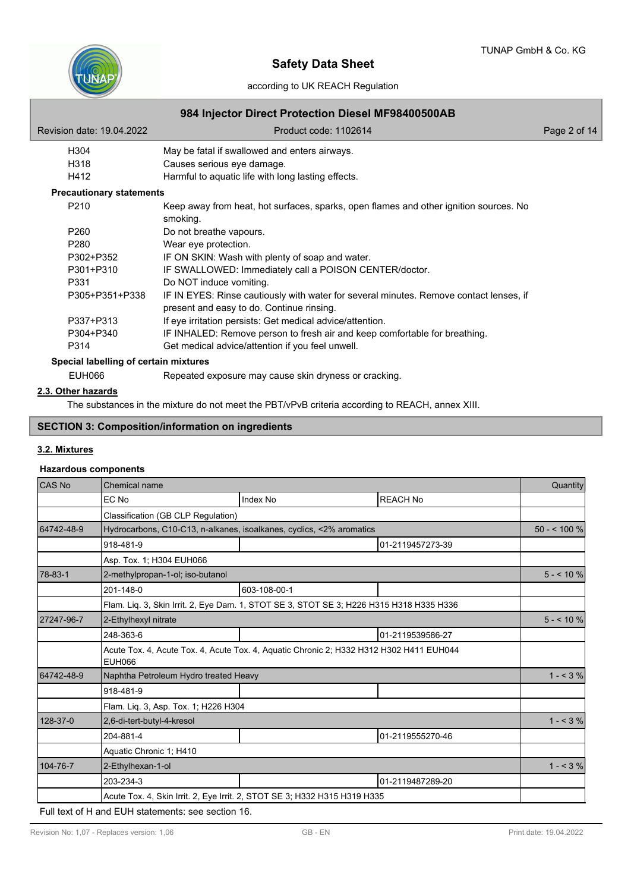| | |
|---|---|
| H304 | May be fatal if swallowed and enters airways. |
| H318 | Causes serious eye damage. |
| H412 | Harmful to aquatic life with long lasting effects. |

**Precautionary statements**

| | |
|---|---|
| P210 | Keep away from heat, hot surfaces, sparks, open flames and other ignition sources. No smoking. |
| P260 | Do not breathe vapours. |
| P280 | Wear eye protection. |
| P302+P352 | IF ON SKIN: Wash with plenty of soap and water. |
| P301+P310 | IF SWALLOWED: Immediately call a POISON CENTER/doctor. |
| P331 | Do NOT induce vomiting. |
| P305+P351+P338 | IF IN EYES: Rinse cautiously with water for several minutes. Remove contact lenses, if present and easy to do. Continue rinsing. |
| P337+P313 | If eye irritation persists: Get medical advice/attention. |
| P304+P340 | IF INHALED: Remove person to fresh air and keep comfortable for breathing. |
| P314 | Get medical advice/attention if you feel unwell. |

**Special labelling of certain mixtures**

| | |
|---|---|
| EUH066 | Repeated exposure may cause skin dryness or cracking. |

### 2.3. Other hazards

The substances in the mixture do not meet the PBT/vPvB criteria according to REACH, annex XIII.

## SECTION 3: Composition/information on ingredients

### 3.2. Mixtures

**Hazardous components**

| CAS No | Chemical name | | | Quantity |
|---|---|---|---|---|
| | EC No | Index No | REACH No | |
| | Classification (GB CLP Regulation) | | | |
| 64742-48-9 | Hydrocarbons, C10-C13, n-alkanes, isoalkanes, cyclics, <2% aromatics | | | 50 - < 100 % |
| | 918-481-9 | | 01-2119457273-39 | |
| | Asp. Tox. 1; H304 EUH066 | | | |
| 78-83-1 | 2-methylpropan-1-ol; iso-butanol | | | 5 - < 10 % |
| | 201-148-0 | 603-108-00-1 | | |
| | Flam. Liq. 3, Skin Irrit. 2, Eye Dam. 1, STOT SE 3, STOT SE 3; H226 H315 H318 H335 H336 | | | |
| 27247-96-7 | 2-Ethylhexyl nitrate | | | 5 - < 10 % |
| | 248-363-6 | | 01-2119539586-27 | |
| | Acute Tox. 4, Acute Tox. 4, Acute Tox. 4, Aquatic Chronic 2; H332 H312 H302 H411 EUH044 EUH066 | | | |
| 64742-48-9 | Naphtha Petroleum Hydro treated Heavy | | | 1 - < 3 % |
| | 918-481-9 | | | |
| | Flam. Liq. 3, Asp. Tox. 1; H226 H304 | | | |
| 128-37-0 | 2,6-di-tert-butyl-4-kresol | | | 1 - < 3 % |
| | 204-881-4 | | 01-2119555270-46 | |
| | Aquatic Chronic 1; H410 | | | |
| 104-76-7 | 2-Ethylhexan-1-ol | | | 1 - < 3 % |
| | 203-234-3 | | 01-2119487289-20 | |
| | Acute Tox. 4, Skin Irrit. 2, Eye Irrit. 2, STOT SE 3; H332 H315 H319 H335 | | | |

Full text of H and EUH statements: see section 16.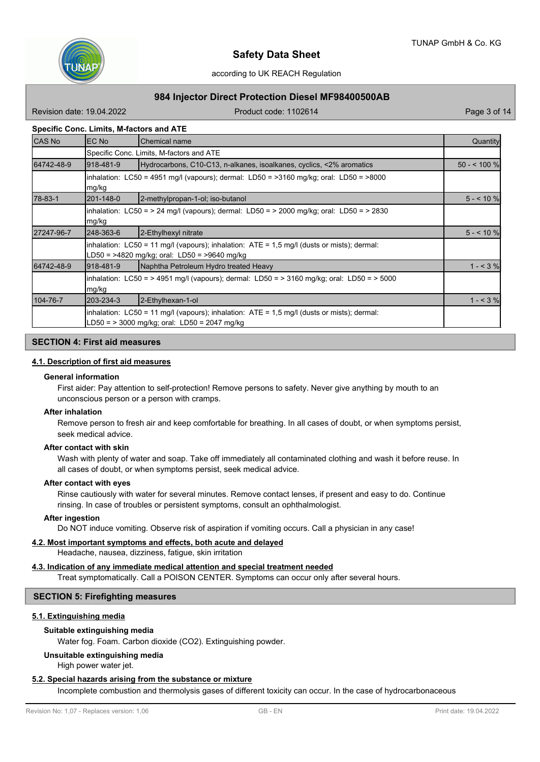**Specific Conc. Limits, M-factors and ATE**

| CAS No | EC No | Chemical name | Quantity |
|---|---|---|---|
| | Specific Conc. Limits, M-factors and ATE | | |
| 64742-48-9 | 918-481-9 | Hydrocarbons, C10-C13, n-alkanes, isoalkanes, cyclics, <2% aromatics | 50 - < 100 % |
| | inhalation: LC50 = 4951 mg/l (vapours); dermal: LD50 = >3160 mg/kg; oral: LD50 = >8000 mg/kg | | |
| 78-83-1 | 201-148-0 | 2-methylpropan-1-ol; iso-butanol | 5 - < 10 % |
| | inhalation: LC50 = > 24 mg/l (vapours); dermal: LD50 = > 2000 mg/kg; oral: LD50 = > 2830 mg/kg | | |
| 27247-96-7 | 248-363-6 | 2-Ethylhexyl nitrate | 5 - < 10 % |
| | inhalation: LC50 = 11 mg/l (vapours); inhalation: ATE = 1,5 mg/l (dusts or mists); dermal: LD50 = >4820 mg/kg; oral: LD50 = >9640 mg/kg | | |
| 64742-48-9 | 918-481-9 | Naphtha Petroleum Hydro treated Heavy | 1 - < 3 % |
| | inhalation: LC50 = > 4951 mg/l (vapours); dermal: LD50 = > 3160 mg/kg; oral: LD50 = > 5000 mg/kg | | |
| 104-76-7 | 203-234-3 | 2-Ethylhexan-1-ol | 1 - < 3 % |
| | inhalation: LC50 = 11 mg/l (vapours); inhalation: ATE = 1,5 mg/l (dusts or mists); dermal: LD50 = > 3000 mg/kg; oral: LD50 = 2047 mg/kg | | |

## SECTION 4: First aid measures

### 4.1. Description of first aid measures

**General information**

First aider: Pay attention to self-protection! Remove persons to safety. Never give anything by mouth to an unconscious person or a person with cramps.

**After inhalation**

Remove person to fresh air and keep comfortable for breathing. In all cases of doubt, or when symptoms persist, seek medical advice.

**After contact with skin**

Wash with plenty of water and soap. Take off immediately all contaminated clothing and wash it before reuse. In all cases of doubt, or when symptoms persist, seek medical advice.

**After contact with eyes**

Rinse cautiously with water for several minutes. Remove contact lenses, if present and easy to do. Continue rinsing. In case of troubles or persistent symptoms, consult an ophthalmologist.

**After ingestion**

Do NOT induce vomiting. Observe risk of aspiration if vomiting occurs. Call a physician in any case!

### 4.2. Most important symptoms and effects, both acute and delayed

Headache, nausea, dizziness, fatigue, skin irritation

### 4.3. Indication of any immediate medical attention and special treatment needed

Treat symptomatically. Call a POISON CENTER. Symptoms can occur only after several hours.

## SECTION 5: Firefighting measures

### 5.1. Extinguishing media

**Suitable extinguishing media**

Water fog. Foam. Carbon dioxide ($CO_2$). Extinguishing powder.

**Unsuitable extinguishing media**

High power water jet.

### 5.2. Special hazards arising from the substance or mixture

Incomplete combustion and thermolysis gases of different toxicity can occur. In the case of hydrocarbonaceous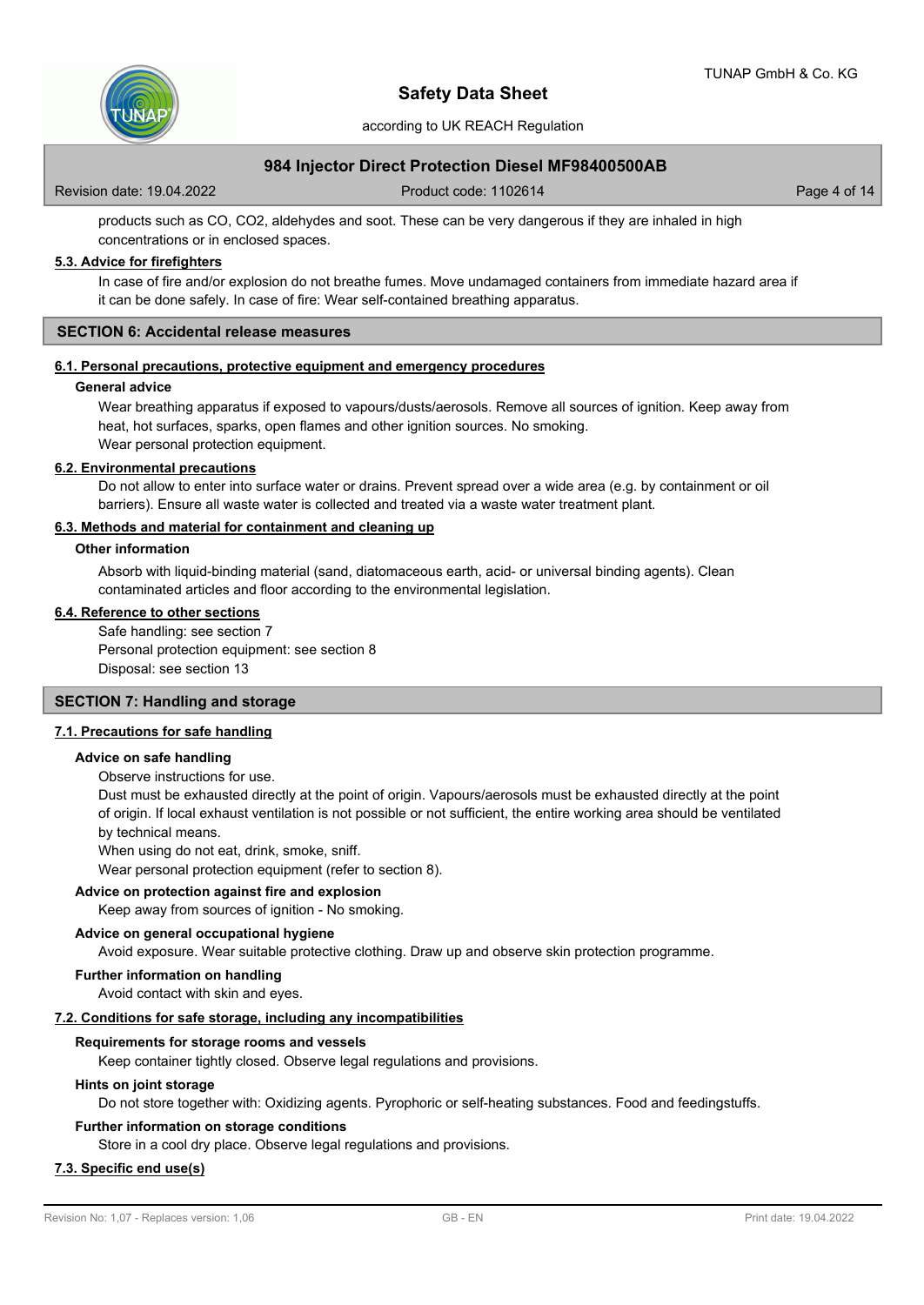products such as CO, $CO_2$, aldehydes and soot. These can be very dangerous if they are inhaled in high concentrations or in enclosed spaces.

### 5.3. Advice for firefighters

In case of fire and/or explosion do not breathe fumes. Move undamaged containers from immediate hazard area if it can be done safely. In case of fire: Wear self-contained breathing apparatus.

## SECTION 6: Accidental release measures

### 6.1. Personal precautions, protective equipment and emergency procedures

**General advice**

Wear breathing apparatus if exposed to vapours/dusts/aerosols. Remove all sources of ignition. Keep away from heat, hot surfaces, sparks, open flames and other ignition sources. No smoking.
Wear personal protection equipment.

### 6.2. Environmental precautions

Do not allow to enter into surface water or drains. Prevent spread over a wide area (e.g. by containment or oil barriers). Ensure all waste water is collected and treated via a waste water treatment plant.

### 6.3. Methods and material for containment and cleaning up

**Other information**

Absorb with liquid-binding material (sand, diatomaceous earth, acid- or universal binding agents). Clean contaminated articles and floor according to the environmental legislation.

### 6.4. Reference to other sections

Safe handling: see section 7
Personal protection equipment: see section 8
Disposal: see section 13

## SECTION 7: Handling and storage

### 7.1. Precautions for safe handling

**Advice on safe handling**

Observe instructions for use.
Dust must be exhausted directly at the point of origin. Vapours/aerosols must be exhausted directly at the point of origin. If local exhaust ventilation is not possible or not sufficient, the entire working area should be ventilated by technical means.
When using do not eat, drink, smoke, sniff.
Wear personal protection equipment (refer to section 8).

**Advice on protection against fire and explosion**

Keep away from sources of ignition - No smoking.

**Advice on general occupational hygiene**

Avoid exposure. Wear suitable protective clothing. Draw up and observe skin protection programme.

**Further information on handling**

Avoid contact with skin and eyes.

### 7.2. Conditions for safe storage, including any incompatibilities

**Requirements for storage rooms and vessels**

Keep container tightly closed. Observe legal regulations and provisions.

**Hints on joint storage**

Do not store together with: Oxidizing agents. Pyrophoric or self-heating substances. Food and feedingstuffs.

**Further information on storage conditions**

Store in a cool dry place. Observe legal regulations and provisions.

### 7.3. Specific end use(s)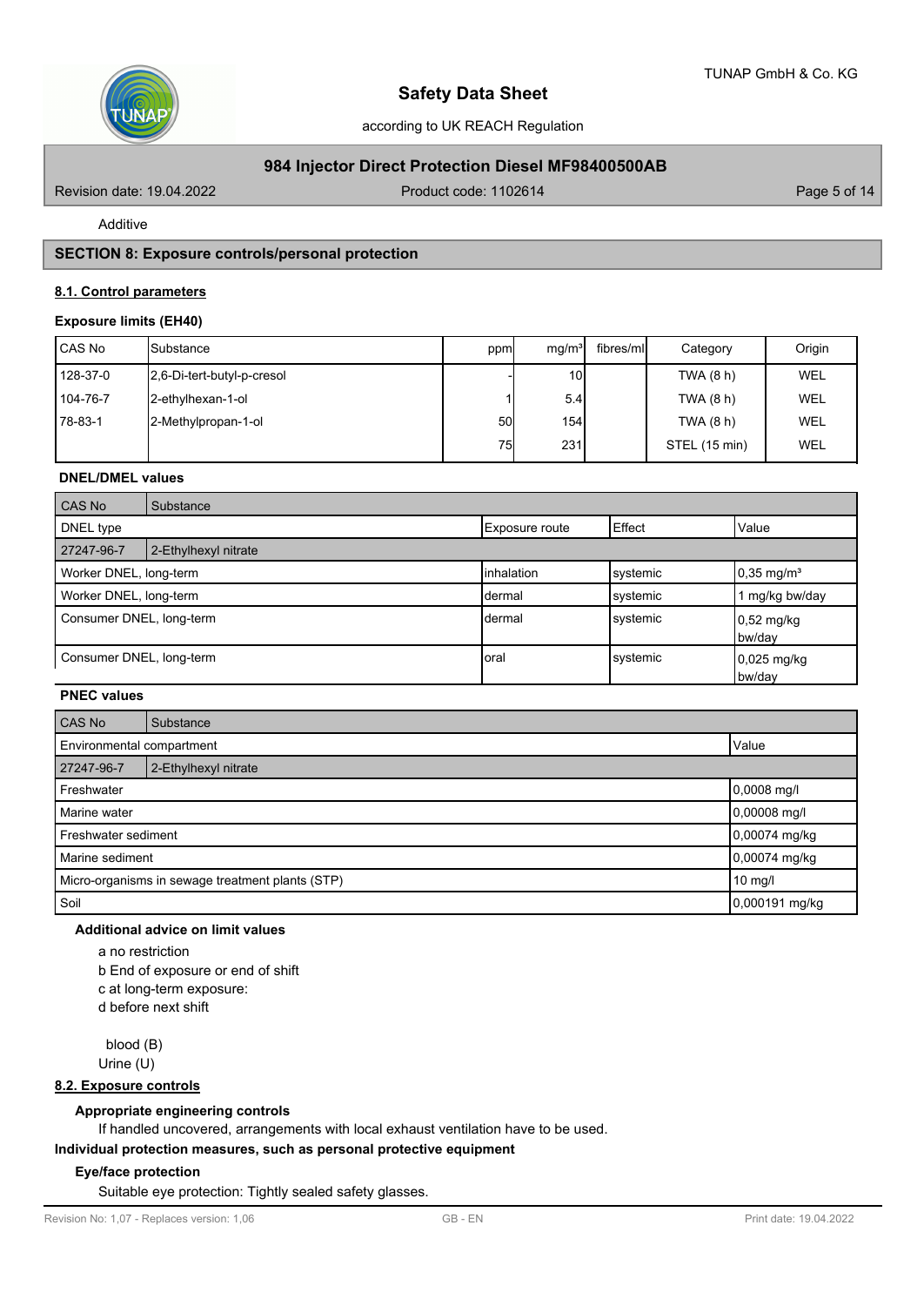Additive

## SECTION 8: Exposure controls/personal protection

### 8.1. Control parameters

#### Exposure limits (EH40)

| CAS No | Substance | ppm | mg/m³ | fibres/ml | Category | Origin |
|---|---|---|---|---|---|---|
| 128-37-0 | 2,6-Di-tert-butyl-p-cresol | - | 10 | | TWA (8 h) | WEL |
| 104-76-7 | 2-ethylhexan-1-ol | 1 | 5.4 | | TWA (8 h) | WEL |
| 78-83-1 | 2-Methylpropan-1-ol | 50 | 154 | | TWA (8 h) | WEL |
| | | 75 | 231 | | STEL (15 min) | WEL |

#### DNEL/DMEL values

| CAS No | Substance | | | |
|---|---|---|---|---|
| DNEL type | | Exposure route | Effect | Value |
| 27247-96-7 | 2-Ethylhexyl nitrate | | | |
| Worker DNEL, long-term | | inhalation | systemic | 0,35 mg/m³ |
| Worker DNEL, long-term | | dermal | systemic | 1 mg/kg bw/day |
| Consumer DNEL, long-term | | dermal | systemic | 0,52 mg/kg bw/day |
| Consumer DNEL, long-term | | oral | systemic | 0,025 mg/kg bw/day |

#### PNEC values

| CAS No | Substance | |
|---|---|---|
| Environmental compartment | | Value |
| 27247-96-7 | 2-Ethylhexyl nitrate | |
| Freshwater | | 0,0008 mg/l |
| Marine water | | 0,00008 mg/l |
| Freshwater sediment | | 0,00074 mg/kg |
| Marine sediment | | 0,00074 mg/kg |
| Micro-organisms in sewage treatment plants (STP) | | 10 mg/l |
| Soil | | 0,000191 mg/kg |

#### Additional advice on limit values

a no restriction
b End of exposure or end of shift
c at long-term exposure:
d before next shift

blood (B)
Urine (U)

### 8.2. Exposure controls

#### Appropriate engineering controls

If handled uncovered, arrangements with local exhaust ventilation have to be used.

#### Individual protection measures, such as personal protective equipment

##### Eye/face protection

Suitable eye protection: Tightly sealed safety glasses.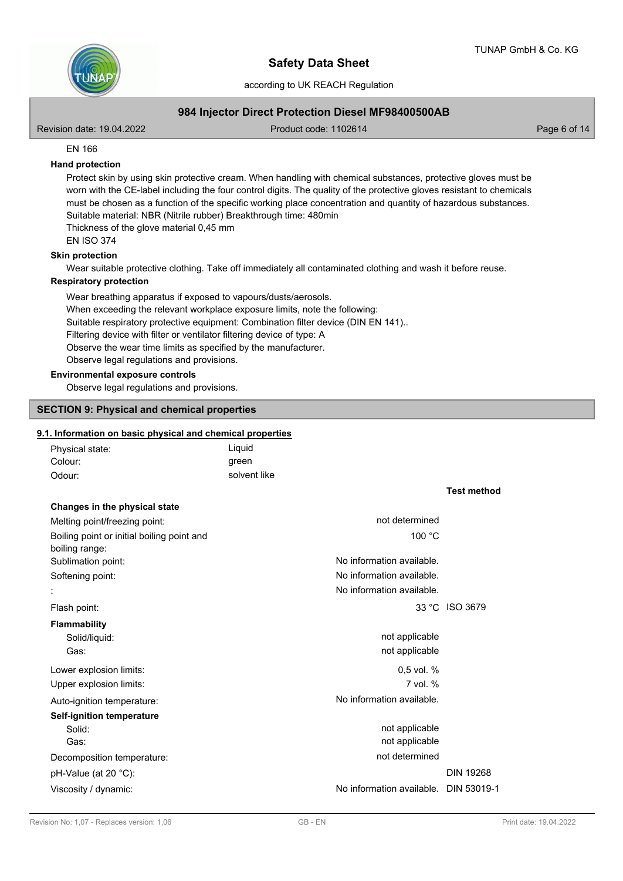EN 166

**Hand protection**

Protect skin by using skin protective cream. When handling with chemical substances, protective gloves must be worn with the CE-label including the four control digits. The quality of the protective gloves resistant to chemicals must be chosen as a function of the specific working place concentration and quantity of hazardous substances.
Suitable material: NBR (Nitrile rubber) Breakthrough time: 480min
Thickness of the glove material 0,45 mm
EN ISO 374

**Skin protection**

Wear suitable protective clothing. Take off immediately all contaminated clothing and wash it before reuse.

**Respiratory protection**

Wear breathing apparatus if exposed to vapours/dusts/aerosols.
When exceeding the relevant workplace exposure limits, note the following:
Suitable respiratory protective equipment: Combination filter device (DIN EN 141)..
Filtering device with filter or ventilator filtering device of type: A
Observe the wear time limits as specified by the manufacturer.
Observe legal regulations and provisions.

**Environmental exposure controls**

Observe legal regulations and provisions.

## SECTION 9: Physical and chemical properties

### 9.1. Information on basic physical and chemical properties

| | |
|---|---|
| Physical state: | Liquid |
| Colour: | green |
| Odour: | solvent like |

| | | Test method |
|---|---|---|
| **Changes in the physical state** | | |
| Melting point/freezing point: | not determined | |
| Boiling point or initial boiling point and boiling range: | 100 °C | |
| Sublimation point: | No information available. | |
| Softening point: | No information available. | |
| : | No information available. | |
| Flash point: | 33 °C | ISO 3679 |
| **Flammability** | | |
| Solid/liquid: | not applicable | |
| Gas: | not applicable | |
| Lower explosion limits: | 0,5 vol. % | |
| Upper explosion limits: | 7 vol. % | |
| Auto-ignition temperature: | No information available. | |
| **Self-ignition temperature** | | |
| Solid: | not applicable | |
| Gas: | not applicable | |
| Decomposition temperature: | not determined | |
| pH-Value (at 20 °C): | | DIN 19268 |
| Viscosity / dynamic: | No information available. | DIN 53019-1 |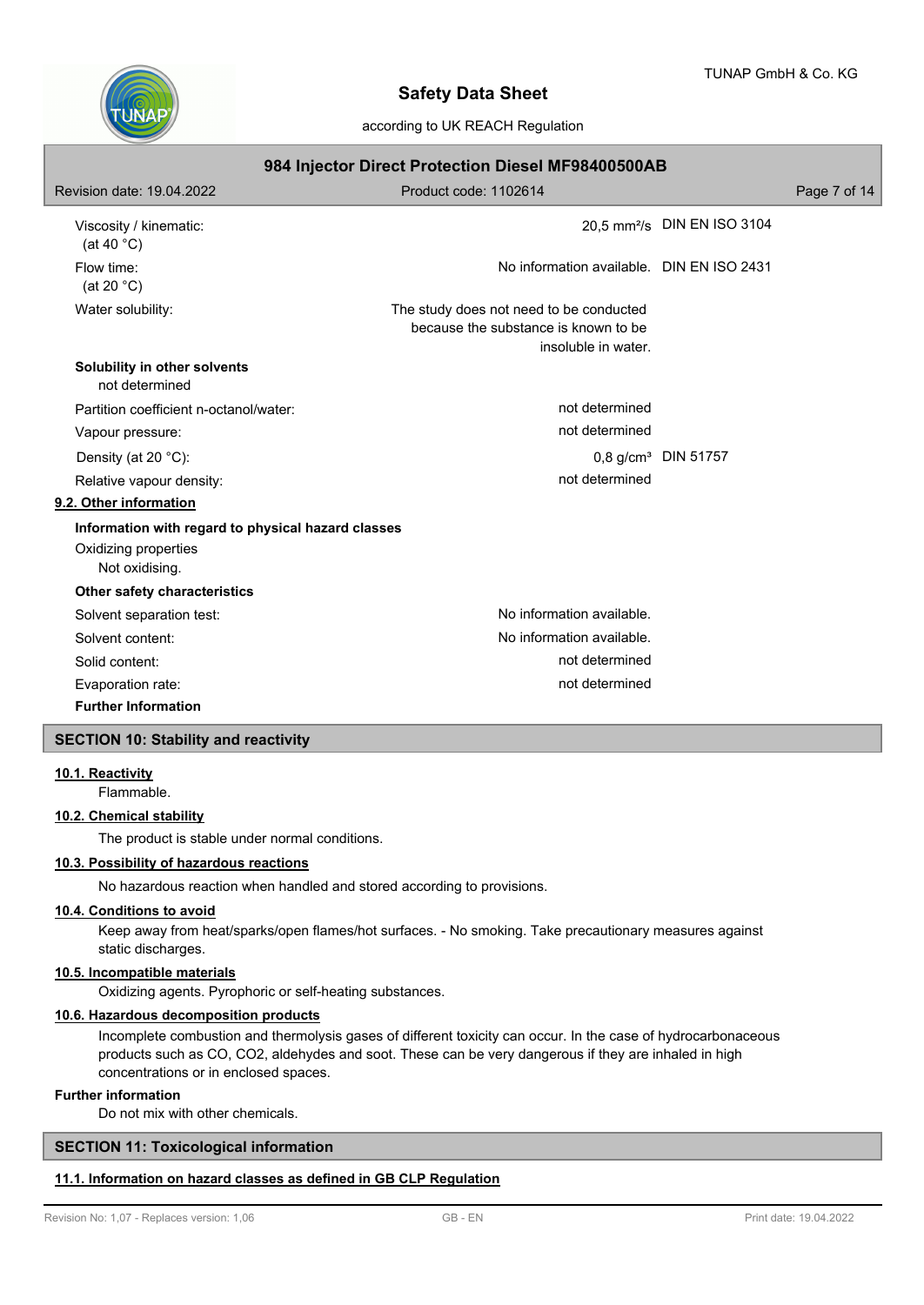| | | |
|---|---|---|
| Viscosity / kinematic: (at 40 °C) | 20,5 mm²/s | DIN EN ISO 3104 |
| Flow time: (at 20 °C) | No information available. | DIN EN ISO 2431 |
| Water solubility: | The study does not need to be conducted because the substance is known to be insoluble in water. | |

**Solubility in other solvents**

not determined

| | | |
|---|---|---|
| Partition coefficient n-octanol/water: | not determined | |
| Vapour pressure: | not determined | |
| Density (at 20 °C): | 0,8 g/cm³ | DIN 51757 |
| Relative vapour density: | not determined | |

**9.2. Other information**

**Information with regard to physical hazard classes**

Oxidizing properties

Not oxidising.

**Other safety characteristics**

| | |
|---|---|
| Solvent separation test: | No information available. |
| Solvent content: | No information available. |
| Solid content: | not determined |
| Evaporation rate: | not determined |

**Further Information**

## SECTION 10: Stability and reactivity

**10.1. Reactivity**

Flammable.

**10.2. Chemical stability**

The product is stable under normal conditions.

**10.3. Possibility of hazardous reactions**

No hazardous reaction when handled and stored according to provisions.

**10.4. Conditions to avoid**

Keep away from heat/sparks/open flames/hot surfaces. - No smoking. Take precautionary measures against static discharges.

**10.5. Incompatible materials**

Oxidizing agents. Pyrophoric or self-heating substances.

**10.6. Hazardous decomposition products**

Incomplete combustion and thermolysis gases of different toxicity can occur. In the case of hydrocarbonaceous products such as CO, $CO_2$, aldehydes and soot. These can be very dangerous if they are inhaled in high concentrations or in enclosed spaces.

**Further information**

Do not mix with other chemicals.

## SECTION 11: Toxicological information

**11.1. Information on hazard classes as defined in GB CLP Regulation**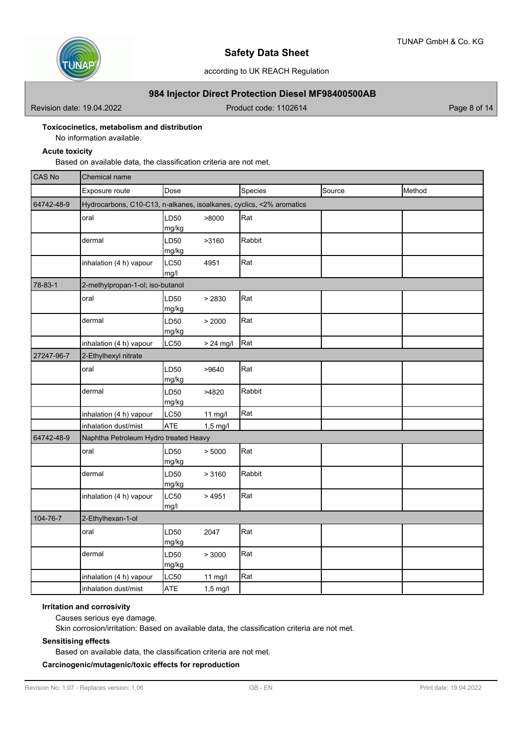**Toxicocinetics, metabolism and distribution**

No information available.

**Acute toxicity**

Based on available data, the classification criteria are not met.

| CAS No | Chemical name | | | | |
|---|---|---|---|---|---|
| | Exposure route | Dose | Species | Source | Method |
| 64742-48-9 | Hydrocarbons, C10-C13, n-alkanes, isoalkanes, cyclics, <2% aromatics | | | | |
| | oral | LD50 >8000 mg/kg | Rat | | |
| | dermal | LD50 >3160 mg/kg | Rabbit | | |
| | inhalation (4 h) vapour | LC50 4951 mg/l | Rat | | |
| 78-83-1 | 2-methylpropan-1-ol; iso-butanol | | | | |
| | oral | LD50 > 2830 mg/kg | Rat | | |
| | dermal | LD50 > 2000 mg/kg | Rat | | |
| | inhalation (4 h) vapour | LC50 > 24 mg/l | Rat | | |
| 27247-96-7 | 2-Ethylhexyl nitrate | | | | |
| | oral | LD50 >9640 mg/kg | Rat | | |
| | dermal | LD50 >4820 mg/kg | Rabbit | | |
| | inhalation (4 h) vapour | LC50 11 mg/l | Rat | | |
| | inhalation dust/mist | ATE 1,5 mg/l | | | |
| 64742-48-9 | Naphtha Petroleum Hydro treated Heavy | | | | |
| | oral | LD50 > 5000 mg/kg | Rat | | |
| | dermal | LD50 > 3160 mg/kg | Rabbit | | |
| | inhalation (4 h) vapour | LC50 > 4951 mg/l | Rat | | |
| 104-76-7 | 2-Ethylhexan-1-ol | | | | |
| | oral | LD50 2047 mg/kg | Rat | | |
| | dermal | LD50 > 3000 mg/kg | Rat | | |
| | inhalation (4 h) vapour | LC50 11 mg/l | Rat | | |
| | inhalation dust/mist | ATE 1,5 mg/l | | | |

**Irritation and corrosivity**

Causes serious eye damage.

Skin corrosion/irritation: Based on available data, the classification criteria are not met.

**Sensitising effects**

Based on available data, the classification criteria are not met.

**Carcinogenic/mutagenic/toxic effects for reproduction**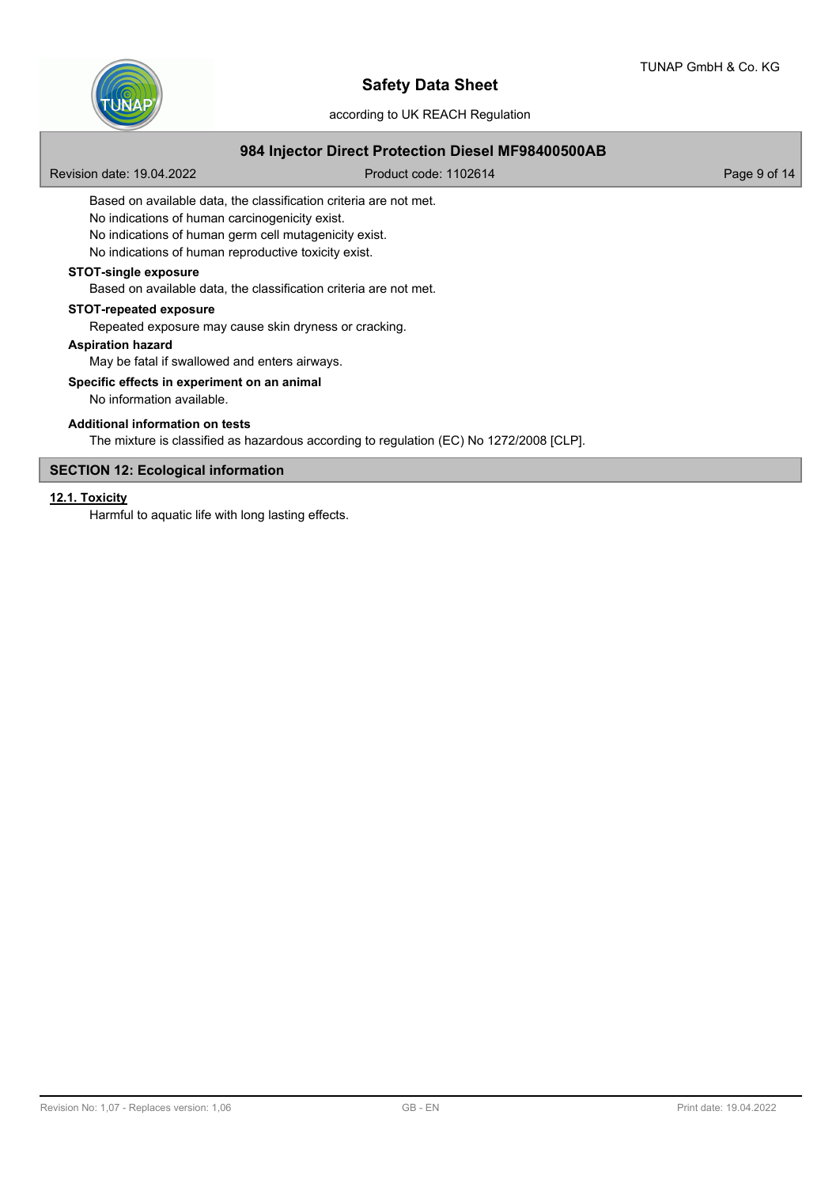Based on available data, the classification criteria are not met.
No indications of human carcinogenicity exist.
No indications of human germ cell mutagenicity exist.
No indications of human reproductive toxicity exist.

**STOT-single exposure**

Based on available data, the classification criteria are not met.

**STOT-repeated exposure**

Repeated exposure may cause skin dryness or cracking.

**Aspiration hazard**

May be fatal if swallowed and enters airways.

**Specific effects in experiment on an animal**

No information available.

**Additional information on tests**

The mixture is classified as hazardous according to regulation (EC) No 1272/2008 [CLP].

## SECTION 12: Ecological information

### 12.1. Toxicity

Harmful to aquatic life with long lasting effects.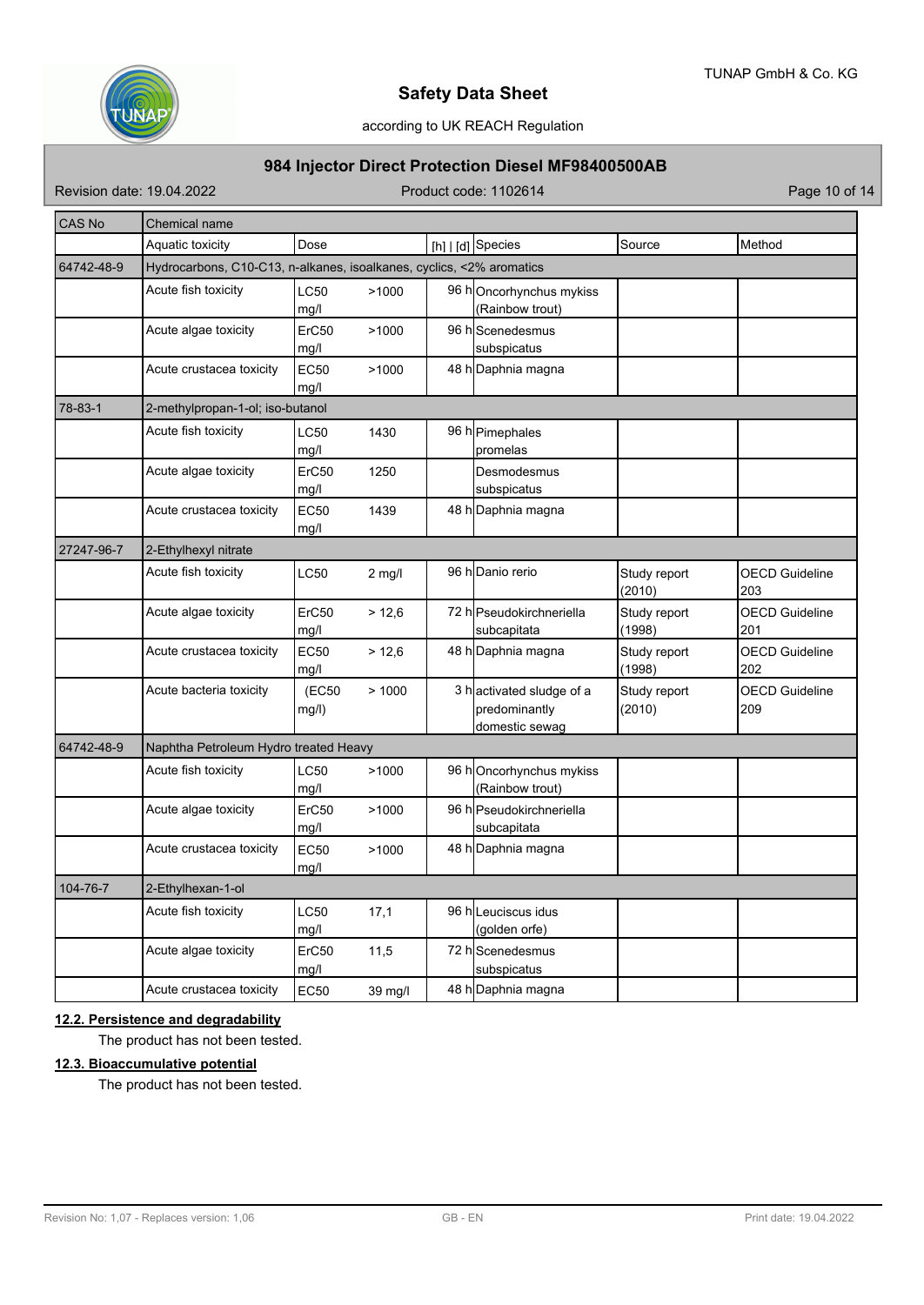| CAS No | Chemical name | | | | | |
|---|---|---|---|---|---|---|
| | Aquatic toxicity | Dose | | [h] \| [d] | Species | Source | Method |

Let me restructure properly:

| CAS No | Chemical name | | | | | | |
|---|---|---|---|---|---|---|---|
| | Aquatic toxicity | Dose | | [h] \| [d] | Species | Source | Method |
| 64742-48-9 | Hydrocarbons, C10-C13, n-alkanes, isoalkanes, cyclics, <2% aromatics | | | | | | |
| | Acute fish toxicity | LC50 mg/l | >1000 | 96 h | Oncorhynchus mykiss (Rainbow trout) | | |
| | Acute algae toxicity | ErC50 mg/l | >1000 | 96 h | Scenedesmus subspicatus | | |
| | Acute crustacea toxicity | EC50 mg/l | >1000 | 48 h | Daphnia magna | | |
| 78-83-1 | 2-methylpropan-1-ol; iso-butanol | | | | | | |
| | Acute fish toxicity | LC50 mg/l | 1430 | 96 h | Pimephales promelas | | |
| | Acute algae toxicity | ErC50 mg/l | 1250 | | Desmodesmus subspicatus | | |
| | Acute crustacea toxicity | EC50 mg/l | 1439 | 48 h | Daphnia magna | | |
| 27247-96-7 | 2-Ethylhexyl nitrate | | | | | | |
| | Acute fish toxicity | LC50 | 2 mg/l | 96 h | Danio rerio | Study report (2010) | OECD Guideline 203 |
| | Acute algae toxicity | ErC50 mg/l | > 12,6 | 72 h | Pseudokirchneriella subcapitata | Study report (1998) | OECD Guideline 201 |
| | Acute crustacea toxicity | EC50 mg/l | > 12,6 | 48 h | Daphnia magna | Study report (1998) | OECD Guideline 202 |
| | Acute bacteria toxicity | (EC50 mg/l) | > 1000 | 3 h | activated sludge of a predominantly domestic sewag | Study report (2010) | OECD Guideline 209 |
| 64742-48-9 | Naphtha Petroleum Hydro treated Heavy | | | | | | |
| | Acute fish toxicity | LC50 mg/l | >1000 | 96 h | Oncorhynchus mykiss (Rainbow trout) | | |
| | Acute algae toxicity | ErC50 mg/l | >1000 | 96 h | Pseudokirchneriella subcapitata | | |
| | Acute crustacea toxicity | EC50 mg/l | >1000 | 48 h | Daphnia magna | | |
| 104-76-7 | 2-Ethylhexan-1-ol | | | | | | |
| | Acute fish toxicity | LC50 mg/l | 17,1 | 96 h | Leuciscus idus (golden orfe) | | |
| | Acute algae toxicity | ErC50 mg/l | 11,5 | 72 h | Scenedesmus subspicatus | | |
| | Acute crustacea toxicity | EC50 | 39 mg/l | 48 h | Daphnia magna | | |

## 12.2. Persistence and degradability

The product has not been tested.

## 12.3. Bioaccumulative potential

The product has not been tested.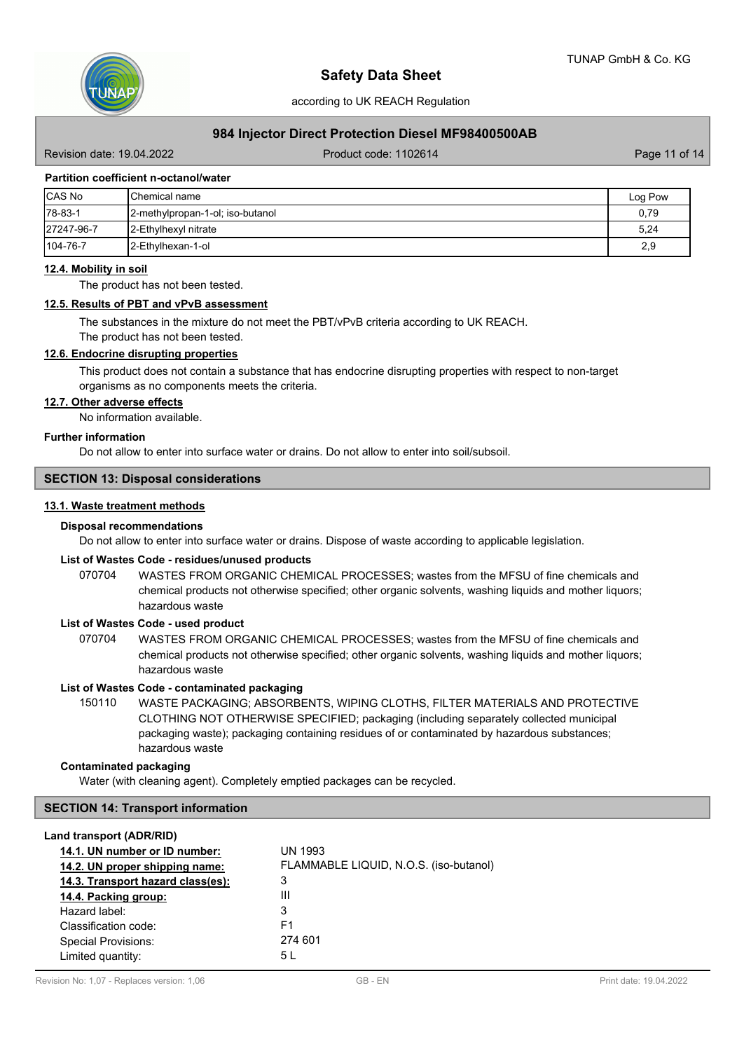**Partition coefficient n-octanol/water**

| CAS No | Chemical name | Log Pow |
|---|---|---|
| 78-83-1 | 2-methylpropan-1-ol; iso-butanol | 0,79 |
| 27247-96-7 | 2-Ethylhexyl nitrate | 5,24 |
| 104-76-7 | 2-Ethylhexan-1-ol | 2,9 |

### 12.4. Mobility in soil

The product has not been tested.

### 12.5. Results of PBT and vPvB assessment

The substances in the mixture do not meet the PBT/vPvB criteria according to UK REACH.
The product has not been tested.

### 12.6. Endocrine disrupting properties

This product does not contain a substance that has endocrine disrupting properties with respect to non-target organisms as no components meets the criteria.

### 12.7. Other adverse effects

No information available.

**Further information**

Do not allow to enter into surface water or drains. Do not allow to enter into soil/subsoil.

## SECTION 13: Disposal considerations

### 13.1. Waste treatment methods

**Disposal recommendations**

Do not allow to enter into surface water or drains. Dispose of waste according to applicable legislation.

**List of Wastes Code - residues/unused products**

070704 WASTES FROM ORGANIC CHEMICAL PROCESSES; wastes from the MFSU of fine chemicals and chemical products not otherwise specified; other organic solvents, washing liquids and mother liquors; hazardous waste

**List of Wastes Code - used product**

070704 WASTES FROM ORGANIC CHEMICAL PROCESSES; wastes from the MFSU of fine chemicals and chemical products not otherwise specified; other organic solvents, washing liquids and mother liquors; hazardous waste

**List of Wastes Code - contaminated packaging**

150110 WASTE PACKAGING; ABSORBENTS, WIPING CLOTHS, FILTER MATERIALS AND PROTECTIVE CLOTHING NOT OTHERWISE SPECIFIED; packaging (including separately collected municipal packaging waste); packaging containing residues of or contaminated by hazardous substances; hazardous waste

**Contaminated packaging**

Water (with cleaning agent). Completely emptied packages can be recycled.

## SECTION 14: Transport information

**Land transport (ADR/RID)**

| | |
|---|---|
| **14.1. UN number or ID number:** | UN 1993 |
| **14.2. UN proper shipping name:** | FLAMMABLE LIQUID, N.O.S. (iso-butanol) |
| **14.3. Transport hazard class(es):** | 3 |
| **14.4. Packing group:** | III |
| Hazard label: | 3 |
| Classification code: | F1 |
| Special Provisions: | 274 601 |
| Limited quantity: | 5 L |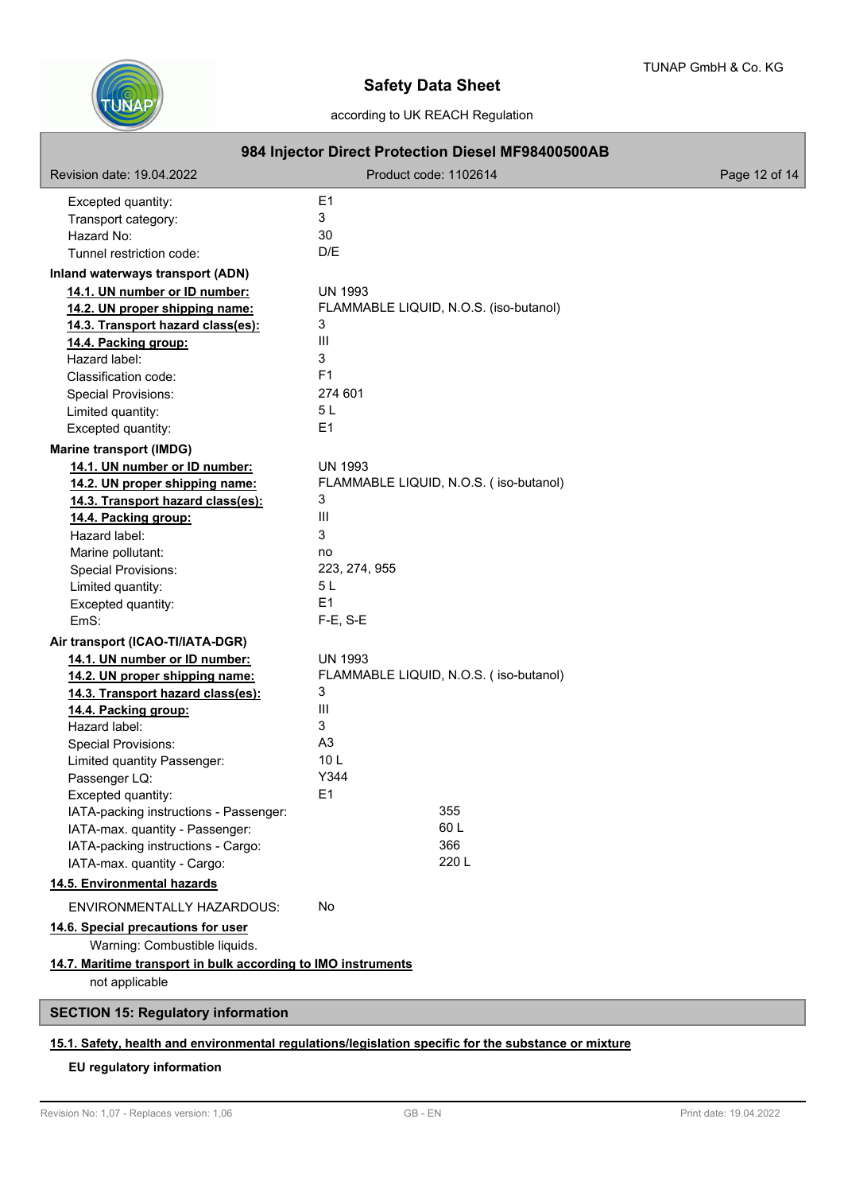Excepted quantity: E1
Transport category: 3
Hazard No: 30
Tunnel restriction code: D/E

**Inland waterways transport (ADN)**

| | |
|---|---|
| **14.1. UN number or ID number:** | UN 1993 |
| **14.2. UN proper shipping name:** | FLAMMABLE LIQUID, N.O.S. (iso-butanol) |
| **14.3. Transport hazard class(es):** | 3 |
| **14.4. Packing group:** | III |
| Hazard label: | 3 |
| Classification code: | F1 |
| Special Provisions: | 274 601 |
| Limited quantity: | 5 L |
| Excepted quantity: | E1 |

**Marine transport (IMDG)**

| | |
|---|---|
| **14.1. UN number or ID number:** | UN 1993 |
| **14.2. UN proper shipping name:** | FLAMMABLE LIQUID, N.O.S. ( iso-butanol) |
| **14.3. Transport hazard class(es):** | 3 |
| **14.4. Packing group:** | III |
| Hazard label: | 3 |
| Marine pollutant: | no |
| Special Provisions: | 223, 274, 955 |
| Limited quantity: | 5 L |
| Excepted quantity: | E1 |
| EmS: | F-E, S-E |

**Air transport (ICAO-TI/IATA-DGR)**

| | |
|---|---|
| **14.1. UN number or ID number:** | UN 1993 |
| **14.2. UN proper shipping name:** | FLAMMABLE LIQUID, N.O.S. ( iso-butanol) |
| **14.3. Transport hazard class(es):** | 3 |
| **14.4. Packing group:** | III |
| Hazard label: | 3 |
| Special Provisions: | A3 |
| Limited quantity Passenger: | 10 L |
| Passenger LQ: | Y344 |
| Excepted quantity: | E1 |
| IATA-packing instructions - Passenger: | 355 |
| IATA-max. quantity - Passenger: | 60 L |
| IATA-packing instructions - Cargo: | 366 |
| IATA-max. quantity - Cargo: | 220 L |

**14.5. Environmental hazards**

ENVIRONMENTALLY HAZARDOUS: No

**14.6. Special precautions for user**

Warning: Combustible liquids.

**14.7. Maritime transport in bulk according to IMO instruments**

not applicable

## SECTION 15: Regulatory information

**15.1. Safety, health and environmental regulations/legislation specific for the substance or mixture**

**EU regulatory information**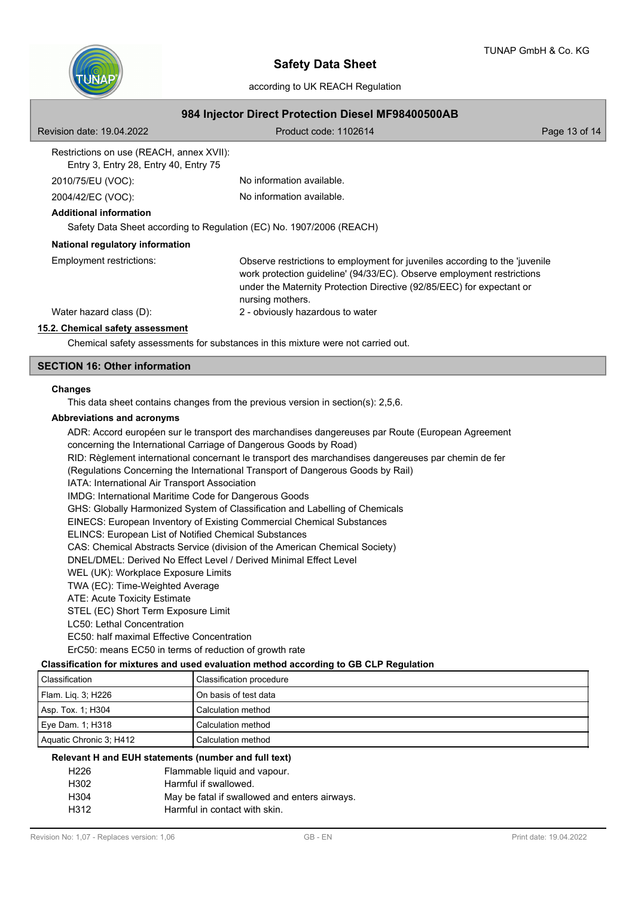Restrictions on use (REACH, annex XVII):
Entry 3, Entry 28, Entry 40, Entry 75

2010/75/EU (VOC): No information available.

2004/42/EC (VOC): No information available.

**Additional information**

Safety Data Sheet according to Regulation (EC) No. 1907/2006 (REACH)

**National regulatory information**

Employment restrictions: Observe restrictions to employment for juveniles according to the 'juvenile work protection guideline' (94/33/EC). Observe employment restrictions under the Maternity Protection Directive (92/85/EEC) for expectant or nursing mothers.

Water hazard class (D): 2 - obviously hazardous to water

### 15.2. Chemical safety assessment

Chemical safety assessments for substances in this mixture were not carried out.

## SECTION 16: Other information

**Changes**

This data sheet contains changes from the previous version in section(s): 2,5,6.

**Abbreviations and acronyms**

ADR: Accord européen sur le transport des marchandises dangereuses par Route (European Agreement concerning the International Carriage of Dangerous Goods by Road)
RID: Règlement international concernant le transport des marchandises dangereuses par chemin de fer (Regulations Concerning the International Transport of Dangerous Goods by Rail)
IATA: International Air Transport Association
IMDG: International Maritime Code for Dangerous Goods
GHS: Globally Harmonized System of Classification and Labelling of Chemicals
EINECS: European Inventory of Existing Commercial Chemical Substances
ELINCS: European List of Notified Chemical Substances
CAS: Chemical Abstracts Service (division of the American Chemical Society)
DNEL/DMEL: Derived No Effect Level / Derived Minimal Effect Level
WEL (UK): Workplace Exposure Limits
TWA (EC): Time-Weighted Average
ATE: Acute Toxicity Estimate
STEL (EC) Short Term Exposure Limit
LC50: Lethal Concentration
EC50: half maximal Effective Concentration
ErC50: means EC50 in terms of reduction of growth rate

**Classification for mixtures and used evaluation method according to GB CLP Regulation**

| Classification | Classification procedure |
|---|---|
| Flam. Liq. 3; H226 | On basis of test data |
| Asp. Tox. 1; H304 | Calculation method |
| Eye Dam. 1; H318 | Calculation method |
| Aquatic Chronic 3; H412 | Calculation method |

**Relevant H and EUH statements (number and full text)**

| | |
|---|---|
| H226 | Flammable liquid and vapour. |
| H302 | Harmful if swallowed. |
| H304 | May be fatal if swallowed and enters airways. |
| H312 | Harmful in contact with skin. |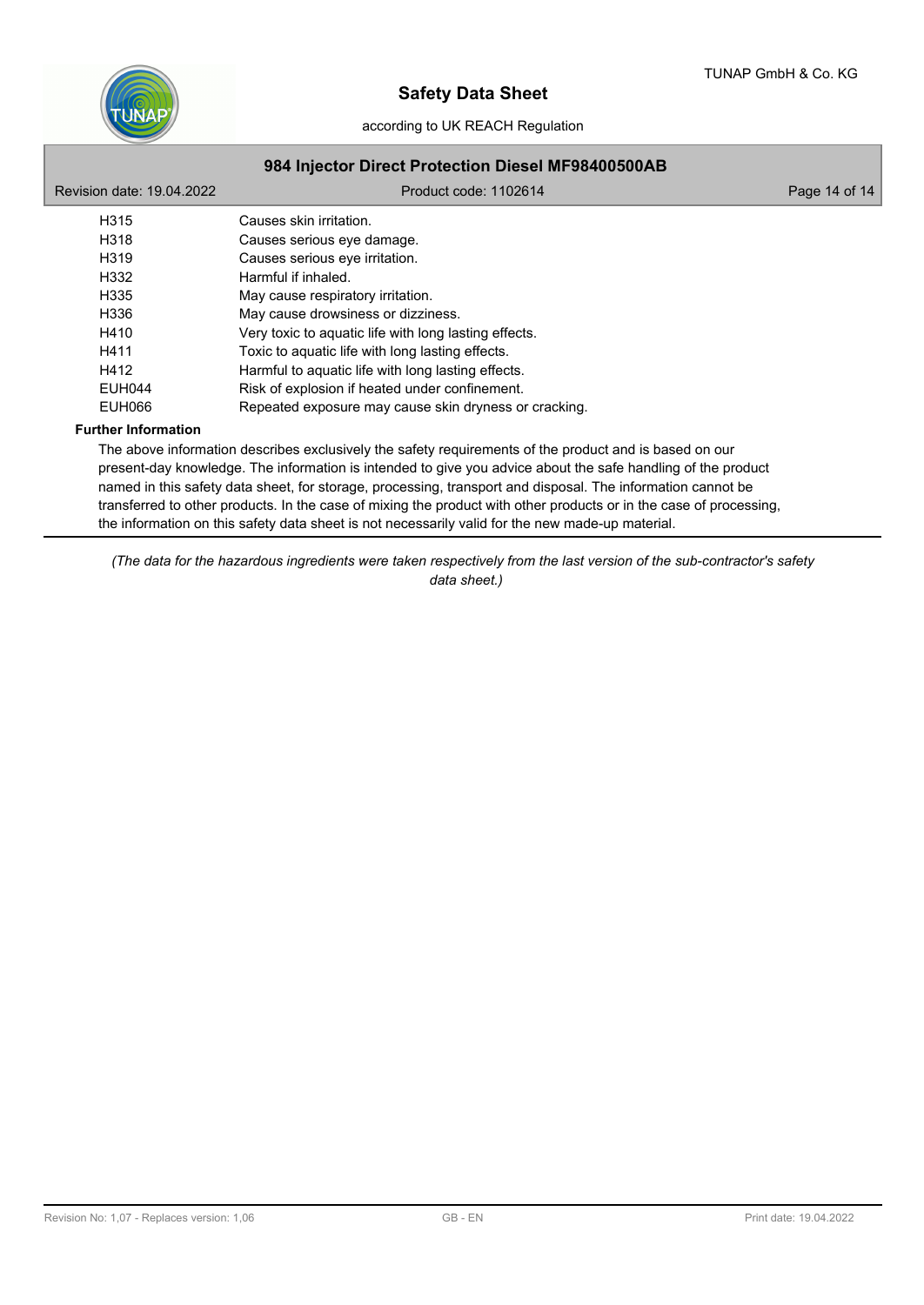| | |
|---|---|
| H315 | Causes skin irritation. |
| H318 | Causes serious eye damage. |
| H319 | Causes serious eye irritation. |
| H332 | Harmful if inhaled. |
| H335 | May cause respiratory irritation. |
| H336 | May cause drowsiness or dizziness. |
| H410 | Very toxic to aquatic life with long lasting effects. |
| H411 | Toxic to aquatic life with long lasting effects. |
| H412 | Harmful to aquatic life with long lasting effects. |
| EUH044 | Risk of explosion if heated under confinement. |
| EUH066 | Repeated exposure may cause skin dryness or cracking. |

**Further Information**

The above information describes exclusively the safety requirements of the product and is based on our present-day knowledge. The information is intended to give you advice about the safe handling of the product named in this safety data sheet, for storage, processing, transport and disposal. The information cannot be transferred to other products. In the case of mixing the product with other products or in the case of processing, the information on this safety data sheet is not necessarily valid for the new made-up material.

*(The data for the hazardous ingredients were taken respectively from the last version of the sub-contractor's safety data sheet.)*